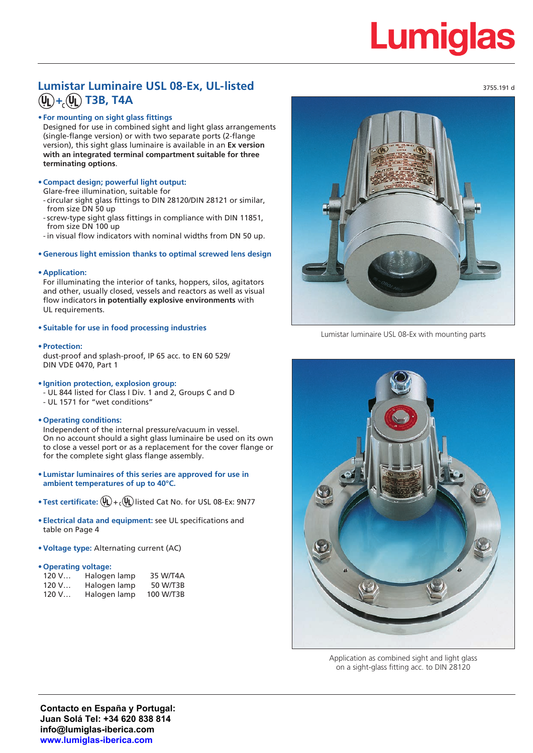# Lumiglas

3755.191 d

## Lumistar Luminaire USL 08-Ex, UL-listed

## UL + cUL T3B, T4A

- **For mounting on sight glass fittings**
  Designed for use in combined sight and light glass arrangements (single-flange version) or with two separate ports (2-flange version), this sight glass luminaire is available in an **Ex version with an integrated terminal compartment suitable for three terminating options**.

- **Compact design; powerful light output:**
  Glare-free illumination, suitable for
  - circular sight glass fittings to DIN 28120/DIN 28121 or similar, from size DN 50 up
  - screw-type sight glass fittings in compliance with DIN 11851, from size DN 100 up
  - in visual flow indicators with nominal widths from DN 50 up.

- **Generous light emission thanks to optimal screwed lens design**

- **Application:**
  For illuminating the interior of tanks, hoppers, silos, agitators and other, usually closed, vessels and reactors as well as visual flow indicators **in potentially explosive environments** with UL requirements.

- **Suitable for use in food processing industries**

- **Protection:**
  dust-proof and splash-proof, IP 65 acc. to EN 60 529/ DIN VDE 0470, Part 1

- **Ignition protection, explosion group:**
  - UL 844 listed for Class I Div. 1 and 2, Groups C and D
  - UL 1571 for “wet conditions”

- **Operating conditions:**
  Independent of the internal pressure/vacuum in vessel.
  On no account should a sight glass luminaire be used on its own to close a vessel port or as a replacement for the cover flange or for the complete sight glass flange assembly.

- **Lumistar luminaires of this series are approved for use in ambient temperatures of up to 40°C.**

- **Test certificate:** UL + cUL listed Cat No. for USL 08-Ex: 9N77

- **Electrical data and equipment:** see UL specifications and table on Page 4

- **Voltage type:** Alternating current (AC)

- **Operating voltage:**

| | | |
|---|---|---|
| 120 V… | Halogen lamp | 35 W/T4A |
| 120 V… | Halogen lamp | 50 W/T3B |
| 120 V… | Halogen lamp | 100 W/T3B |

Lumistar luminaire USL 08-Ex with mounting parts

Application as combined sight and light glass on a sight-glass fitting acc. to DIN 28120

**Contacto en España y Portugal:**
**Juan Solá Tel: +34 620 838 814**
**info@lumiglas-iberica.com**
**www.lumiglas-iberica.com**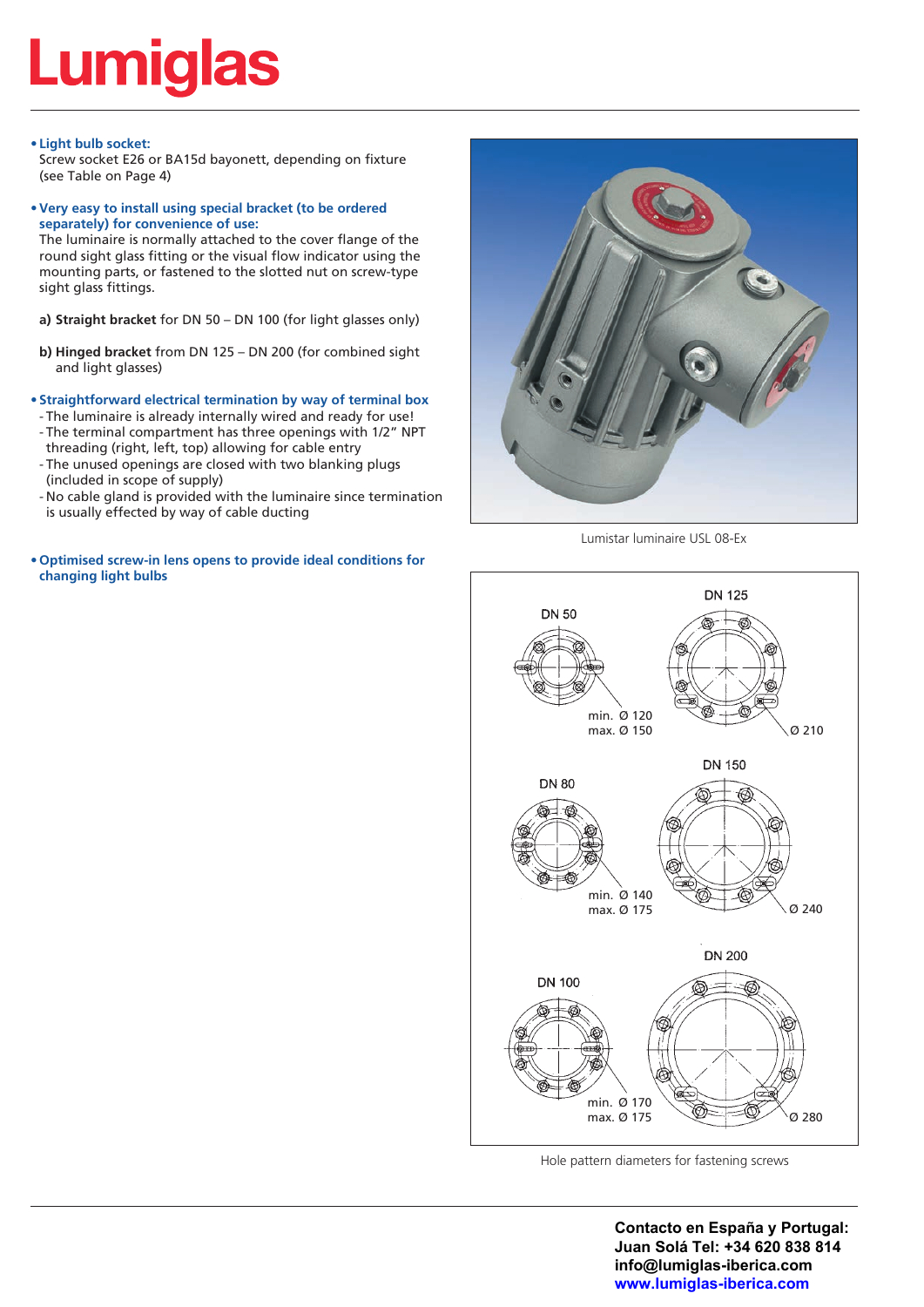# Lumiglas

- **Light bulb socket:**
  Screw socket E26 or BA15d bayonett, depending on fixture (see Table on Page 4)

- **Very easy to install using special bracket (to be ordered separately) for convenience of use:**
  The luminaire is normally attached to the cover flange of the round sight glass fitting or the visual flow indicator using the mounting parts, or fastened to the slotted nut on screw-type sight glass fittings.

  **a) Straight bracket** for DN 50 – DN 100 (for light glasses only)

  **b) Hinged bracket** from DN 125 – DN 200 (for combined sight and light glasses)

- **Straightforward electrical termination by way of terminal box**
  - The luminaire is already internally wired and ready for use!
  - The terminal compartment has three openings with 1/2" NPT threading (right, left, top) allowing for cable entry
  - The unused openings are closed with two blanking plugs (included in scope of supply)
  - No cable gland is provided with the luminaire since termination is usually effected by way of cable ducting

- **Optimised screw-in lens opens to provide ideal conditions for changing light bulbs**

Lumistar luminaire USL 08-Ex

DN 50
min. Ø 120
max. Ø 150

DN 125
Ø 210

DN 80
min. Ø 140
max. Ø 175

DN 150
Ø 240

DN 100
min. Ø 170
max. Ø 175

DN 200
Ø 280

Hole pattern diameters for fastening screws

**Contacto en España y Portugal:**
**Juan Solá Tel: +34 620 838 814**
**info@lumiglas-iberica.com**
**www.lumiglas-iberica.com**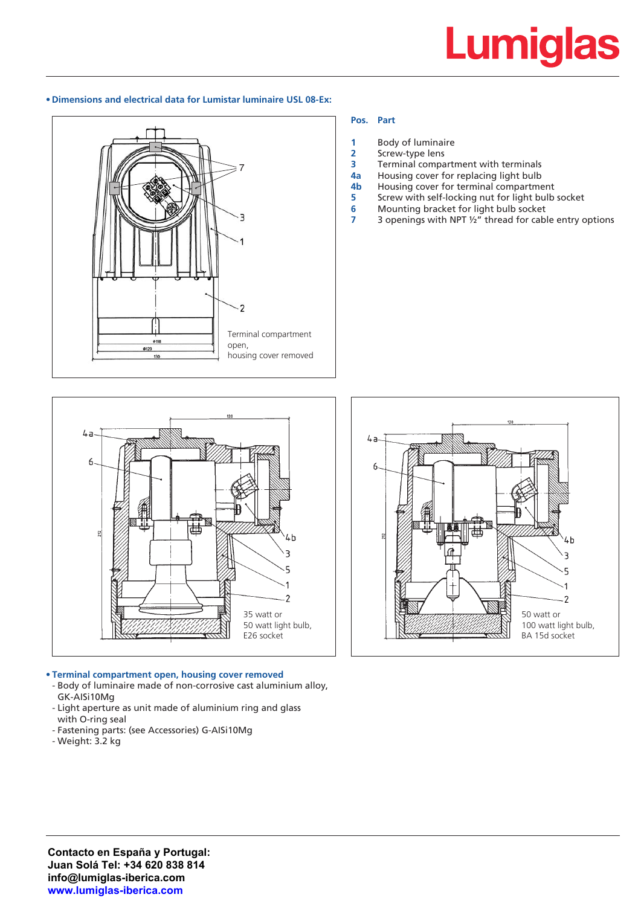# Lumiglas

**• Dimensions and electrical data for Lumistar luminaire USL 08-Ex:**

7

3

1

2

ø118

ø120

130

Terminal compartment open, housing cover removed

| Pos. | Part |
|---|---|
| 1 | Body of luminaire |
| 2 | Screw-type lens |
| 3 | Terminal compartment with terminals |
| 4a | Housing cover for replacing light bulb |
| 4b | Housing cover for terminal compartment |
| 5 | Screw with self-locking nut for light bulb socket |
| 6 | Mounting bracket for light bulb socket |
| 7 | 3 openings with NPT ½" thread for cable entry options |

120

4a

6

212

4b

3

5

1

2

35 watt or
50 watt light bulb,
E26 socket

120

4a

6

212

4b

3

5

1

2

50 watt or
100 watt light bulb,
BA 15d socket

**• Terminal compartment open, housing cover removed**

- Body of luminaire made of non-corrosive cast aluminium alloy, GK-AlSi10Mg
- Light aperture as unit made of aluminium ring and glass with O-ring seal
- Fastening parts: (see Accessories) G-AlSi10Mg
- Weight: 3.2 kg

**Contacto en España y Portugal:**
**Juan Solá Tel: +34 620 838 814**
**info@lumiglas-iberica.com**
**www.lumiglas-iberica.com**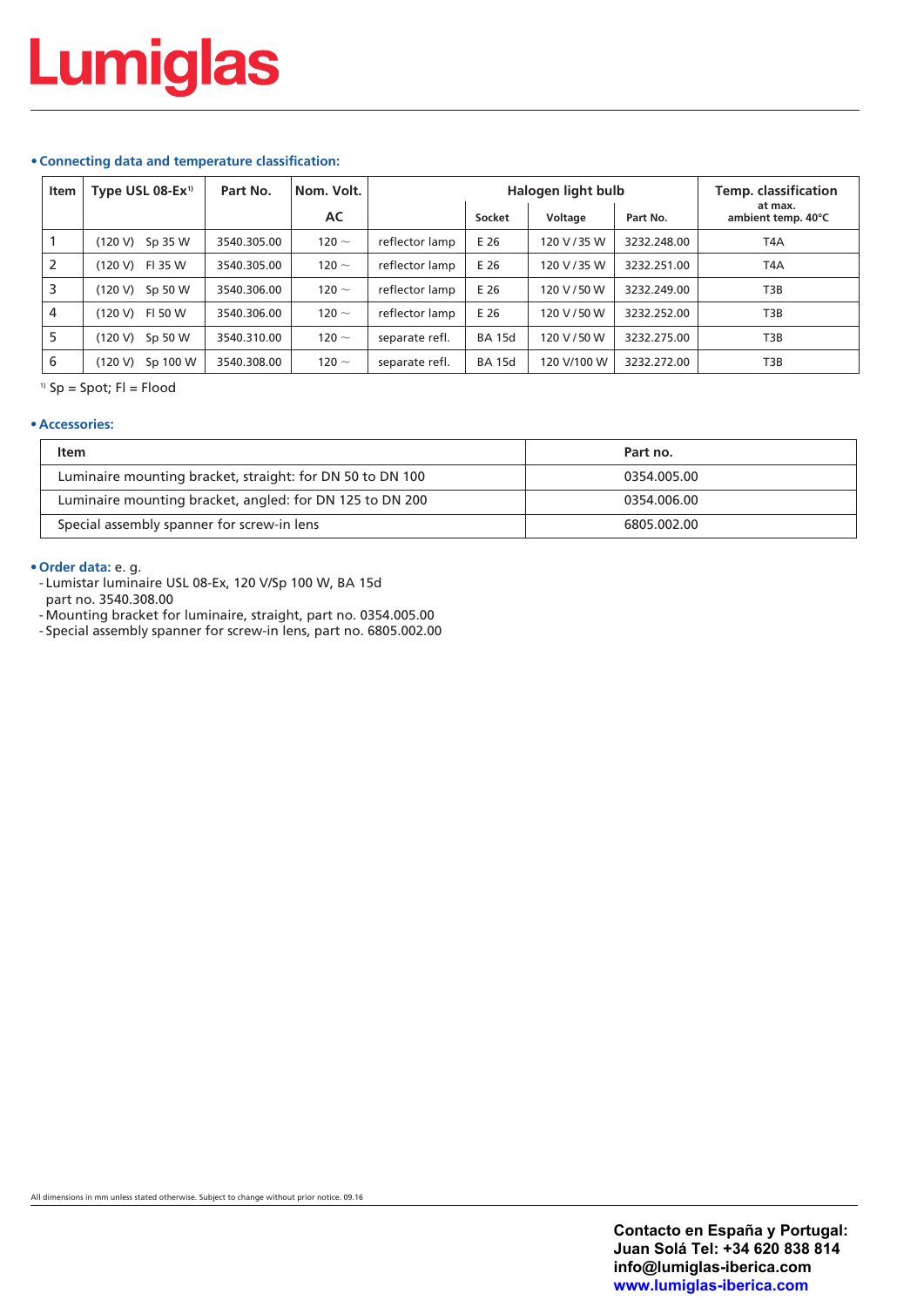# Lumiglas

- **Connecting data and temperature classification:**

| Item | Type USL 08-Ex[1] | Part No. | Nom. Volt. | Halogen light bulb | | | | Temp. classification |
|---|---|---|---|---|---|---|---|---|
| | | | AC | | Socket | Voltage | Part No. | at max. ambient temp. 40°C |
| 1 | (120 V) Sp 35 W | 3540.305.00 | 120 ~ | reflector lamp | E 26 | 120 V / 35 W | 3232.248.00 | T4A |
| 2 | (120 V) Fl 35 W | 3540.305.00 | 120 ~ | reflector lamp | E 26 | 120 V / 35 W | 3232.251.00 | T4A |
| 3 | (120 V) Sp 50 W | 3540.306.00 | 120 ~ | reflector lamp | E 26 | 120 V / 50 W | 3232.249.00 | T3B |
| 4 | (120 V) Fl 50 W | 3540.306.00 | 120 ~ | reflector lamp | E 26 | 120 V / 50 W | 3232.252.00 | T3B |
| 5 | (120 V) Sp 50 W | 3540.310.00 | 120 ~ | separate refl. | BA 15d | 120 V / 50 W | 3232.275.00 | T3B |
| 6 | (120 V) Sp 100 W | 3540.308.00 | 120 ~ | separate refl. | BA 15d | 120 V/100 W | 3232.272.00 | T3B |

[1] Sp = Spot; Fl = Flood

- **Accessories:**

| Item | Part no. |
|---|---|
| Luminaire mounting bracket, straight: for DN 50 to DN 100 | 0354.005.00 |
| Luminaire mounting bracket, angled: for DN 125 to DN 200 | 0354.006.00 |
| Special assembly spanner for screw-in lens | 6805.002.00 |

- **Order data:** e. g.
  - Lumistar luminaire USL 08-Ex, 120 V/Sp 100 W, BA 15d
    part no. 3540.308.00
  - Mounting bracket for luminaire, straight, part no. 0354.005.00
  - Special assembly spanner for screw-in lens, part no. 6805.002.00

All dimensions in mm unless stated otherwise. Subject to change without prior notice. 09.16

**Contacto en España y Portugal:**
**Juan Solá Tel: +34 620 838 814**
**info@lumiglas-iberica.com**
**www.lumiglas-iberica.com**